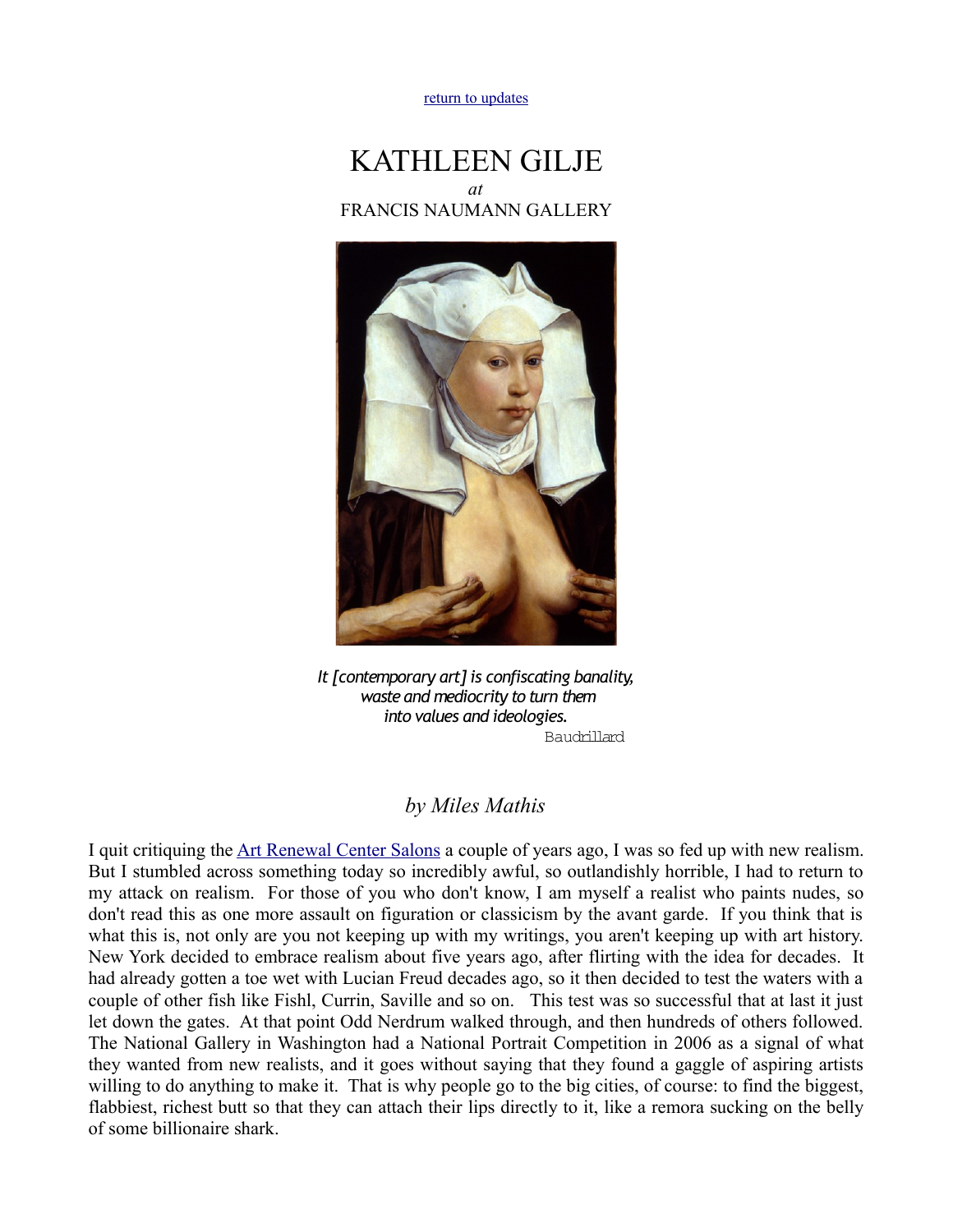return to updates

# KATHLEEN GILJE

*at*

FRANCIS NAUMANN GALLERY

*It [contemporary art] is confiscating banality,*
*waste and mediocrity to turn them*
*into values and ideologies.*
Baudrillard

*by Miles Mathis*

I quit critiquing the Art Renewal Center Salons a couple of years ago, I was so fed up with new realism. But I stumbled across something today so incredibly awful, so outlandishly horrible, I had to return to my attack on realism. For those of you who don't know, I am myself a realist who paints nudes, so don't read this as one more assault on figuration or classicism by the avant garde. If you think that is what this is, not only are you not keeping up with my writings, you aren't keeping up with art history. New York decided to embrace realism about five years ago, after flirting with the idea for decades. It had already gotten a toe wet with Lucian Freud decades ago, so it then decided to test the waters with a couple of other fish like Fishl, Currin, Saville and so on. This test was so successful that at last it just let down the gates. At that point Odd Nerdrum walked through, and then hundreds of others followed. The National Gallery in Washington had a National Portrait Competition in 2006 as a signal of what they wanted from new realists, and it goes without saying that they found a gaggle of aspiring artists willing to do anything to make it. That is why people go to the big cities, of course: to find the biggest, flabbiest, richest butt so that they can attach their lips directly to it, like a remora sucking on the belly of some billionaire shark.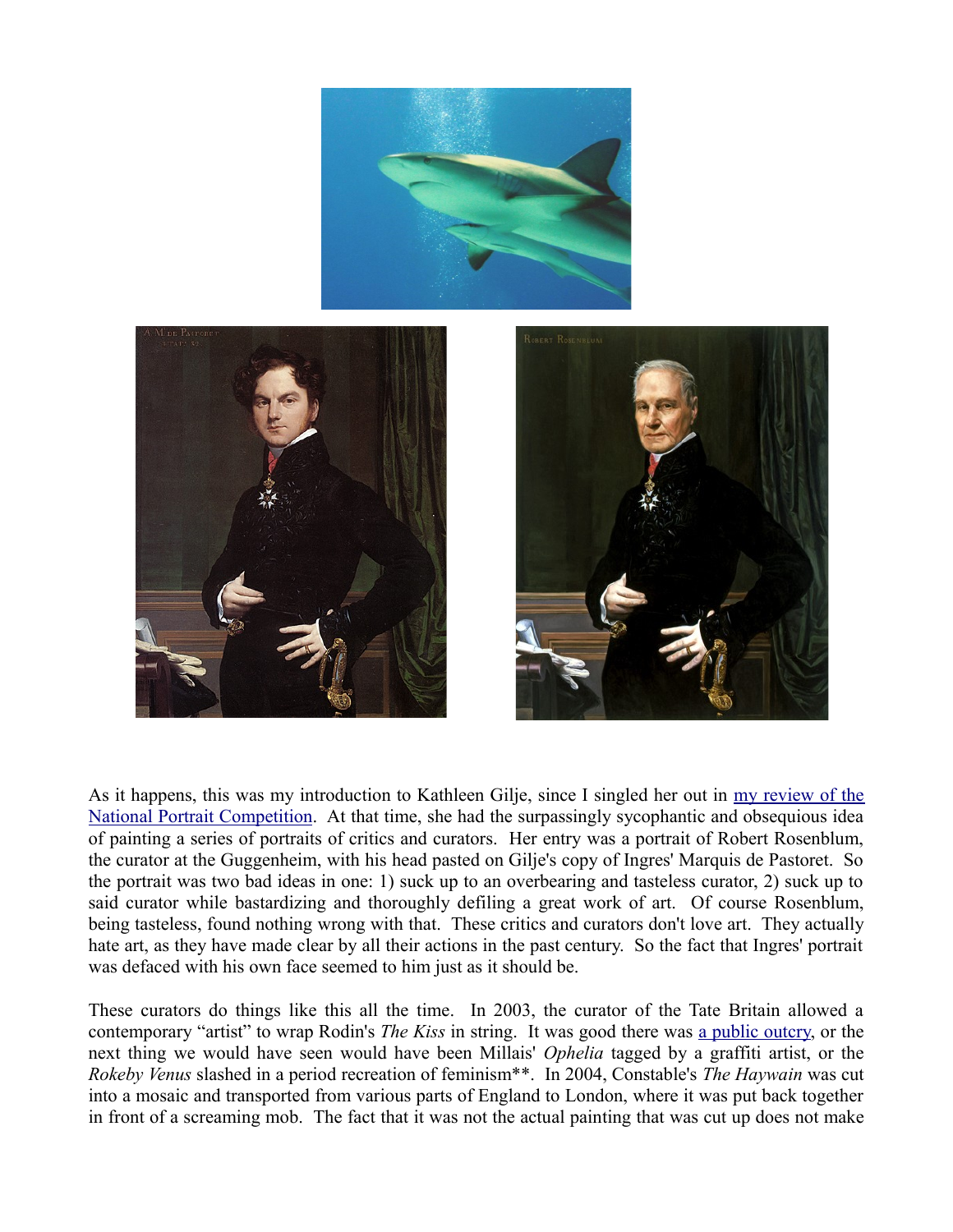As it happens, this was my introduction to Kathleen Gilje, since I singled her out in [my review of the National Portrait Competition](). At that time, she had the surpassingly sycophantic and obsequious idea of painting a series of portraits of critics and curators. Her entry was a portrait of Robert Rosenblum, the curator at the Guggenheim, with his head pasted on Gilje's copy of Ingres' Marquis de Pastoret. So the portrait was two bad ideas in one: 1) suck up to an overbearing and tasteless curator, 2) suck up to said curator while bastardizing and thoroughly defiling a great work of art. Of course Rosenblum, being tasteless, found nothing wrong with that. These critics and curators don't love art. They actually hate art, as they have made clear by all their actions in the past century. So the fact that Ingres' portrait was defaced with his own face seemed to him just as it should be.

These curators do things like this all the time. In 2003, the curator of the Tate Britain allowed a contemporary "artist" to wrap Rodin's *The Kiss* in string. It was good there was [a public outcry](), or the next thing we would have seen would have been Millais' *Ophelia* tagged by a graffiti artist, or the *Rokeby Venus* slashed in a period recreation of feminism**. In 2004, Constable's *The Haywain* was cut into a mosaic and transported from various parts of England to London, where it was put back together in front of a screaming mob. The fact that it was not the actual painting that was cut up does not make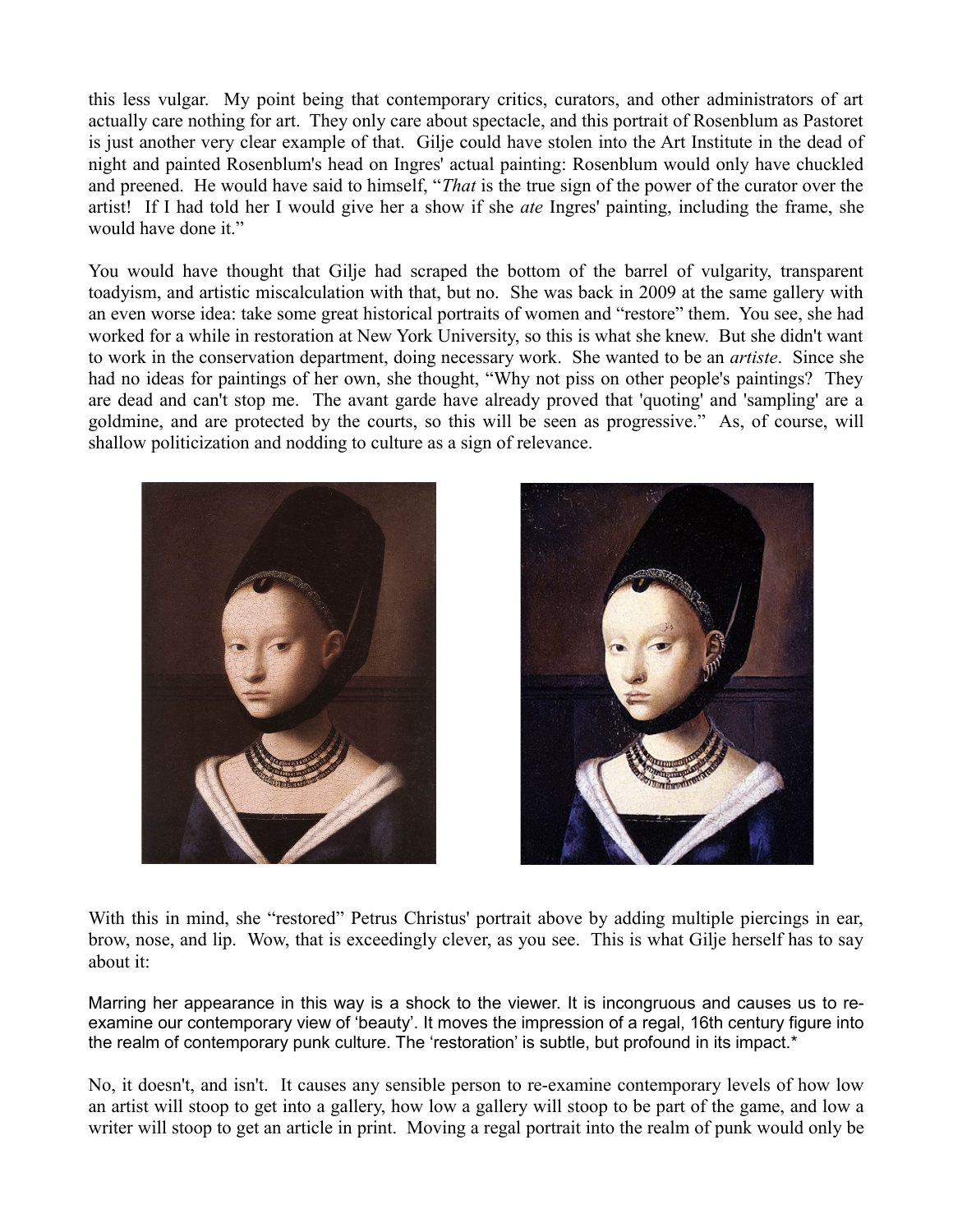this less vulgar. My point being that contemporary critics, curators, and other administrators of art actually care nothing for art. They only care about spectacle, and this portrait of Rosenblum as Pastoret is just another very clear example of that. Gilje could have stolen into the Art Institute in the dead of night and painted Rosenblum's head on Ingres' actual painting: Rosenblum would only have chuckled and preened. He would have said to himself, "*That* is the true sign of the power of the curator over the artist! If I had told her I would give her a show if she *ate* Ingres' painting, including the frame, she would have done it."

You would have thought that Gilje had scraped the bottom of the barrel of vulgarity, transparent toadyism, and artistic miscalculation with that, but no. She was back in 2009 at the same gallery with an even worse idea: take some great historical portraits of women and "restore" them. You see, she had worked for a while in restoration at New York University, so this is what she knew. But she didn't want to work in the conservation department, doing necessary work. She wanted to be an *artiste*. Since she had no ideas for paintings of her own, she thought, "Why not piss on other people's paintings? They are dead and can't stop me. The avant garde have already proved that 'quoting' and 'sampling' are a goldmine, and are protected by the courts, so this will be seen as progressive." As, of course, will shallow politicization and nodding to culture as a sign of relevance.

With this in mind, she "restored" Petrus Christus' portrait above by adding multiple piercings in ear, brow, nose, and lip. Wow, that is exceedingly clever, as you see. This is what Gilje herself has to say about it:

> Marring her appearance in this way is a shock to the viewer. It is incongruous and causes us to re-examine our contemporary view of 'beauty'. It moves the impression of a regal, 16th century figure into the realm of contemporary punk culture. The 'restoration' is subtle, but profound in its impact.*

No, it doesn't, and isn't. It causes any sensible person to re-examine contemporary levels of how low an artist will stoop to get into a gallery, how low a gallery will stoop to be part of the game, and low a writer will stoop to get an article in print. Moving a regal portrait into the realm of punk would only be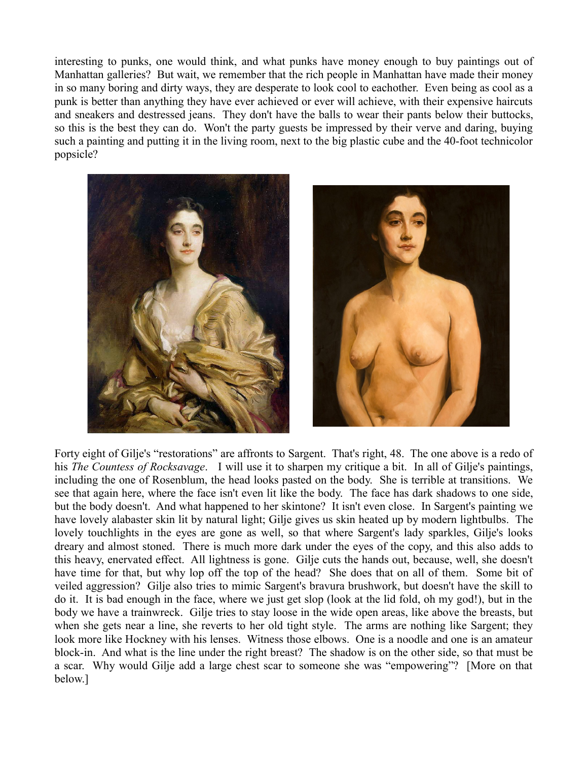interesting to punks, one would think, and what punks have money enough to buy paintings out of Manhattan galleries? But wait, we remember that the rich people in Manhattan have made their money in so many boring and dirty ways, they are desperate to look cool to eachother. Even being as cool as a punk is better than anything they have ever achieved or ever will achieve, with their expensive haircuts and sneakers and destressed jeans. They don't have the balls to wear their pants below their buttocks, so this is the best they can do. Won't the party guests be impressed by their verve and daring, buying such a painting and putting it in the living room, next to the big plastic cube and the 40-foot technicolor popsicle?

Forty eight of Gilje's "restorations" are affronts to Sargent. That's right, 48. The one above is a redo of his *The Countess of Rocksavage*. I will use it to sharpen my critique a bit. In all of Gilje's paintings, including the one of Rosenblum, the head looks pasted on the body. She is terrible at transitions. We see that again here, where the face isn't even lit like the body. The face has dark shadows to one side, but the body doesn't. And what happened to her skintone? It isn't even close. In Sargent's painting we have lovely alabaster skin lit by natural light; Gilje gives us skin heated up by modern lightbulbs. The lovely touchlights in the eyes are gone as well, so that where Sargent's lady sparkles, Gilje's looks dreary and almost stoned. There is much more dark under the eyes of the copy, and this also adds to this heavy, enervated effect. All lightness is gone. Gilje cuts the hands out, because, well, she doesn't have time for that, but why lop off the top of the head? She does that on all of them. Some bit of veiled aggression? Gilje also tries to mimic Sargent's bravura brushwork, but doesn't have the skill to do it. It is bad enough in the face, where we just get slop (look at the lid fold, oh my god!), but in the body we have a trainwreck. Gilje tries to stay loose in the wide open areas, like above the breasts, but when she gets near a line, she reverts to her old tight style. The arms are nothing like Sargent; they look more like Hockney with his lenses. Witness those elbows. One is a noodle and one is an amateur block-in. And what is the line under the right breast? The shadow is on the other side, so that must be a scar. Why would Gilje add a large chest scar to someone she was "empowering"? [More on that below.]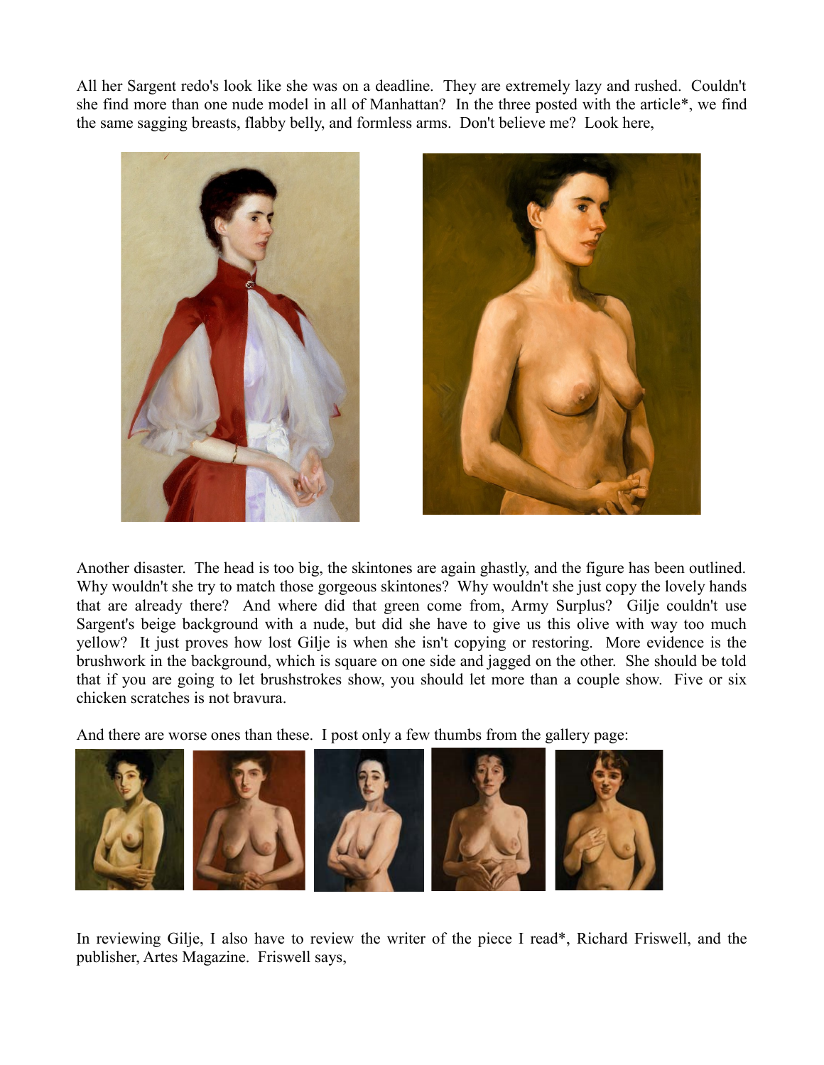All her Sargent redo's look like she was on a deadline. They are extremely lazy and rushed. Couldn't she find more than one nude model in all of Manhattan? In the three posted with the article*, we find the same sagging breasts, flabby belly, and formless arms. Don't believe me? Look here,

Another disaster. The head is too big, the skintones are again ghastly, and the figure has been outlined. Why wouldn't she try to match those gorgeous skintones? Why wouldn't she just copy the lovely hands that are already there? And where did that green come from, Army Surplus? Gilje couldn't use Sargent's beige background with a nude, but did she have to give us this olive with way too much yellow? It just proves how lost Gilje is when she isn't copying or restoring. More evidence is the brushwork in the background, which is square on one side and jagged on the other. She should be told that if you are going to let brushstrokes show, you should let more than a couple show. Five or six chicken scratches is not bravura.

And there are worse ones than these. I post only a few thumbs from the gallery page:

In reviewing Gilje, I also have to review the writer of the piece I read*, Richard Friswell, and the publisher, Artes Magazine. Friswell says,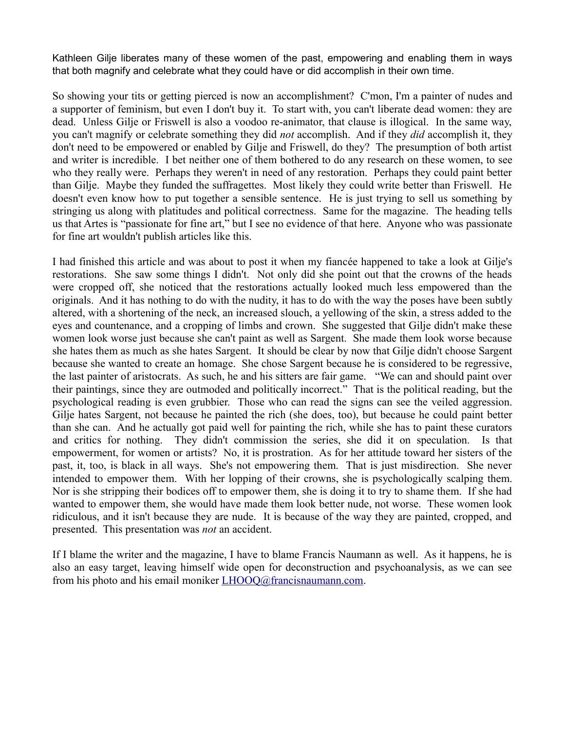Kathleen Gilje liberates many of these women of the past, empowering and enabling them in ways that both magnify and celebrate what they could have or did accomplish in their own time.

So showing your tits or getting pierced is now an accomplishment? C'mon, I'm a painter of nudes and a supporter of feminism, but even I don't buy it. To start with, you can't liberate dead women: they are dead. Unless Gilje or Friswell is also a voodoo re-animator, that clause is illogical. In the same way, you can't magnify or celebrate something they did *not* accomplish. And if they *did* accomplish it, they don't need to be empowered or enabled by Gilje and Friswell, do they? The presumption of both artist and writer is incredible. I bet neither one of them bothered to do any research on these women, to see who they really were. Perhaps they weren't in need of any restoration. Perhaps they could paint better than Gilje. Maybe they funded the suffragettes. Most likely they could write better than Friswell. He doesn't even know how to put together a sensible sentence. He is just trying to sell us something by stringing us along with platitudes and political correctness. Same for the magazine. The heading tells us that Artes is "passionate for fine art," but I see no evidence of that here. Anyone who was passionate for fine art wouldn't publish articles like this.

I had finished this article and was about to post it when my fiancée happened to take a look at Gilje's restorations. She saw some things I didn't. Not only did she point out that the crowns of the heads were cropped off, she noticed that the restorations actually looked much less empowered than the originals. And it has nothing to do with the nudity, it has to do with the way the poses have been subtly altered, with a shortening of the neck, an increased slouch, a yellowing of the skin, a stress added to the eyes and countenance, and a cropping of limbs and crown. She suggested that Gilje didn't make these women look worse just because she can't paint as well as Sargent. She made them look worse because she hates them as much as she hates Sargent. It should be clear by now that Gilje didn't choose Sargent because she wanted to create an homage. She chose Sargent because he is considered to be regressive, the last painter of aristocrats. As such, he and his sitters are fair game. "We can and should paint over their paintings, since they are outmoded and politically incorrect." That is the political reading, but the psychological reading is even grubbier. Those who can read the signs can see the veiled aggression. Gilje hates Sargent, not because he painted the rich (she does, too), but because he could paint better than she can. And he actually got paid well for painting the rich, while she has to paint these curators and critics for nothing. They didn't commission the series, she did it on speculation. Is that empowerment, for women or artists? No, it is prostration. As for her attitude toward her sisters of the past, it, too, is black in all ways. She's not empowering them. That is just misdirection. She never intended to empower them. With her lopping of their crowns, she is psychologically scalping them. Nor is she stripping their bodices off to empower them, she is doing it to try to shame them. If she had wanted to empower them, she would have made them look better nude, not worse. These women look ridiculous, and it isn't because they are nude. It is because of the way they are painted, cropped, and presented. This presentation was *not* an accident.

If I blame the writer and the magazine, I have to blame Francis Naumann as well. As it happens, he is also an easy target, leaving himself wide open for deconstruction and psychoanalysis, as we can see from his photo and his email moniker LHOOQ@francisnaumann.com.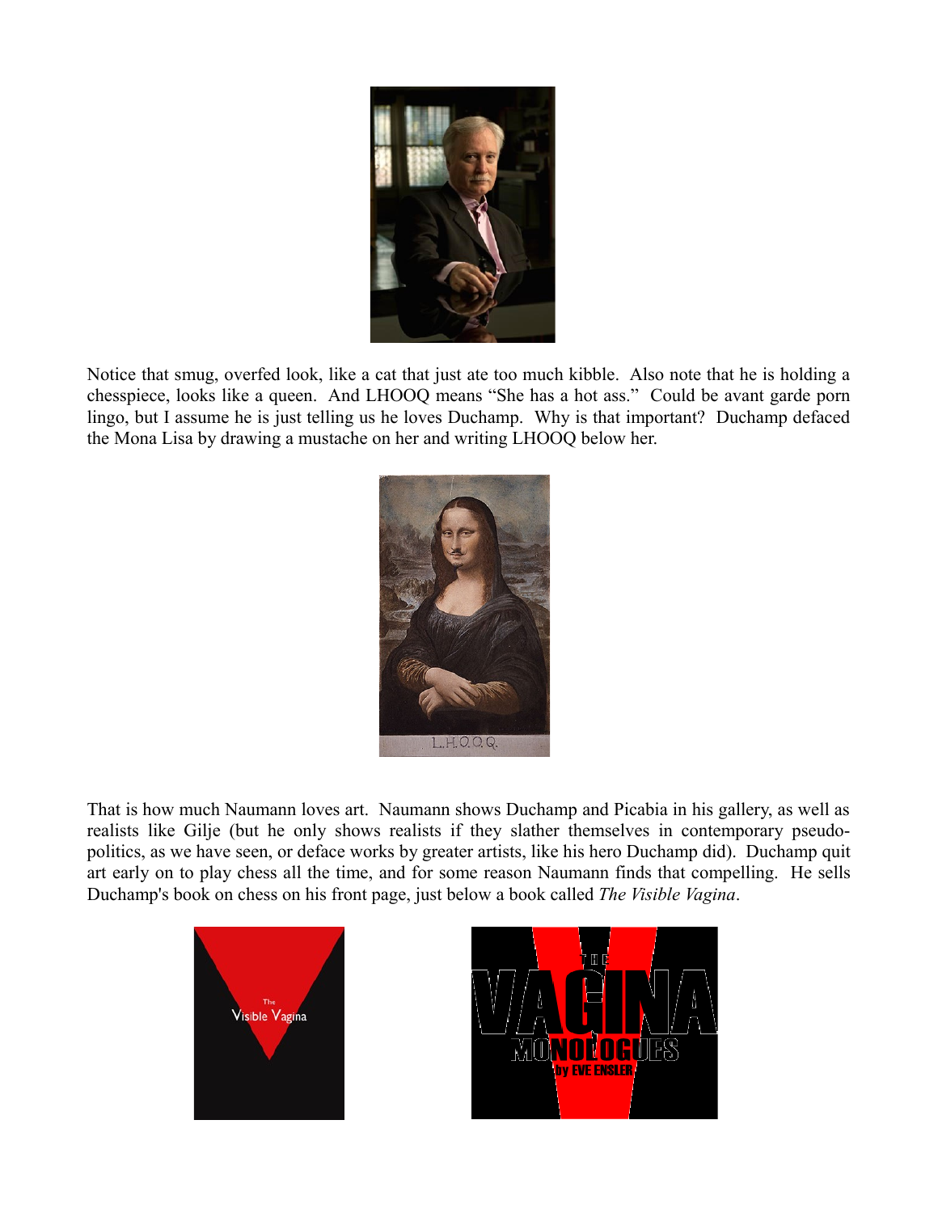Notice that smug, overfed look, like a cat that just ate too much kibble. Also note that he is holding a chesspiece, looks like a queen. And LHOOQ means "She has a hot ass." Could be avant garde porn lingo, but I assume he is just telling us he loves Duchamp. Why is that important? Duchamp defaced the Mona Lisa by drawing a mustache on her and writing LHOOQ below her.

That is how much Naumann loves art. Naumann shows Duchamp and Picabia in his gallery, as well as realists like Gilje (but he only shows realists if they slather themselves in contemporary pseudo-politics, as we have seen, or deface works by greater artists, like his hero Duchamp did). Duchamp quit art early on to play chess all the time, and for some reason Naumann finds that compelling. He sells Duchamp's book on chess on his front page, just below a book called *The Visible Vagina*.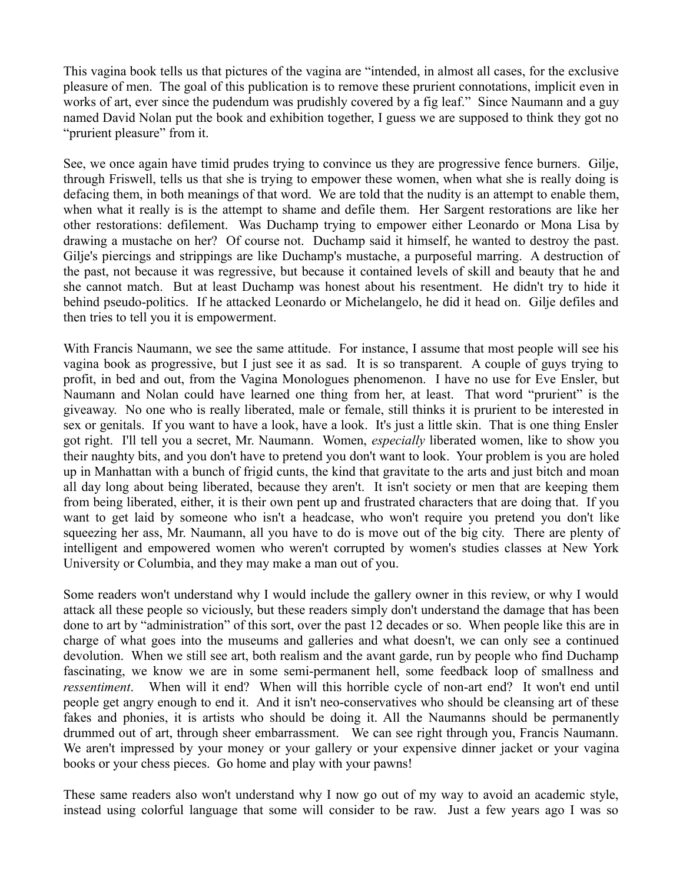This vagina book tells us that pictures of the vagina are "intended, in almost all cases, for the exclusive pleasure of men. The goal of this publication is to remove these prurient connotations, implicit even in works of art, ever since the pudendum was prudishly covered by a fig leaf." Since Naumann and a guy named David Nolan put the book and exhibition together, I guess we are supposed to think they got no "prurient pleasure" from it.

See, we once again have timid prudes trying to convince us they are progressive fence burners. Gilje, through Friswell, tells us that she is trying to empower these women, when what she is really doing is defacing them, in both meanings of that word. We are told that the nudity is an attempt to enable them, when what it really is is the attempt to shame and defile them. Her Sargent restorations are like her other restorations: defilement. Was Duchamp trying to empower either Leonardo or Mona Lisa by drawing a mustache on her? Of course not. Duchamp said it himself, he wanted to destroy the past. Gilje's piercings and strippings are like Duchamp's mustache, a purposeful marring. A destruction of the past, not because it was regressive, but because it contained levels of skill and beauty that he and she cannot match. But at least Duchamp was honest about his resentment. He didn't try to hide it behind pseudo-politics. If he attacked Leonardo or Michelangelo, he did it head on. Gilje defiles and then tries to tell you it is empowerment.

With Francis Naumann, we see the same attitude. For instance, I assume that most people will see his vagina book as progressive, but I just see it as sad. It is so transparent. A couple of guys trying to profit, in bed and out, from the Vagina Monologues phenomenon. I have no use for Eve Ensler, but Naumann and Nolan could have learned one thing from her, at least. That word "prurient" is the giveaway. No one who is really liberated, male or female, still thinks it is prurient to be interested in sex or genitals. If you want to have a look, have a look. It's just a little skin. That is one thing Ensler got right. I'll tell you a secret, Mr. Naumann. Women, *especially* liberated women, like to show you their naughty bits, and you don't have to pretend you don't want to look. Your problem is you are holed up in Manhattan with a bunch of frigid cunts, the kind that gravitate to the arts and just bitch and moan all day long about being liberated, because they aren't. It isn't society or men that are keeping them from being liberated, either, it is their own pent up and frustrated characters that are doing that. If you want to get laid by someone who isn't a headcase, who won't require you pretend you don't like squeezing her ass, Mr. Naumann, all you have to do is move out of the big city. There are plenty of intelligent and empowered women who weren't corrupted by women's studies classes at New York University or Columbia, and they may make a man out of you.

Some readers won't understand why I would include the gallery owner in this review, or why I would attack all these people so viciously, but these readers simply don't understand the damage that has been done to art by "administration" of this sort, over the past 12 decades or so. When people like this are in charge of what goes into the museums and galleries and what doesn't, we can only see a continued devolution. When we still see art, both realism and the avant garde, run by people who find Duchamp fascinating, we know we are in some semi-permanent hell, some feedback loop of smallness and *ressentiment*. When will it end? When will this horrible cycle of non-art end? It won't end until people get angry enough to end it. And it isn't neo-conservatives who should be cleansing art of these fakes and phonies, it is artists who should be doing it. All the Naumanns should be permanently drummed out of art, through sheer embarrassment. We can see right through you, Francis Naumann. We aren't impressed by your money or your gallery or your expensive dinner jacket or your vagina books or your chess pieces. Go home and play with your pawns!

These same readers also won't understand why I now go out of my way to avoid an academic style, instead using colorful language that some will consider to be raw. Just a few years ago I was so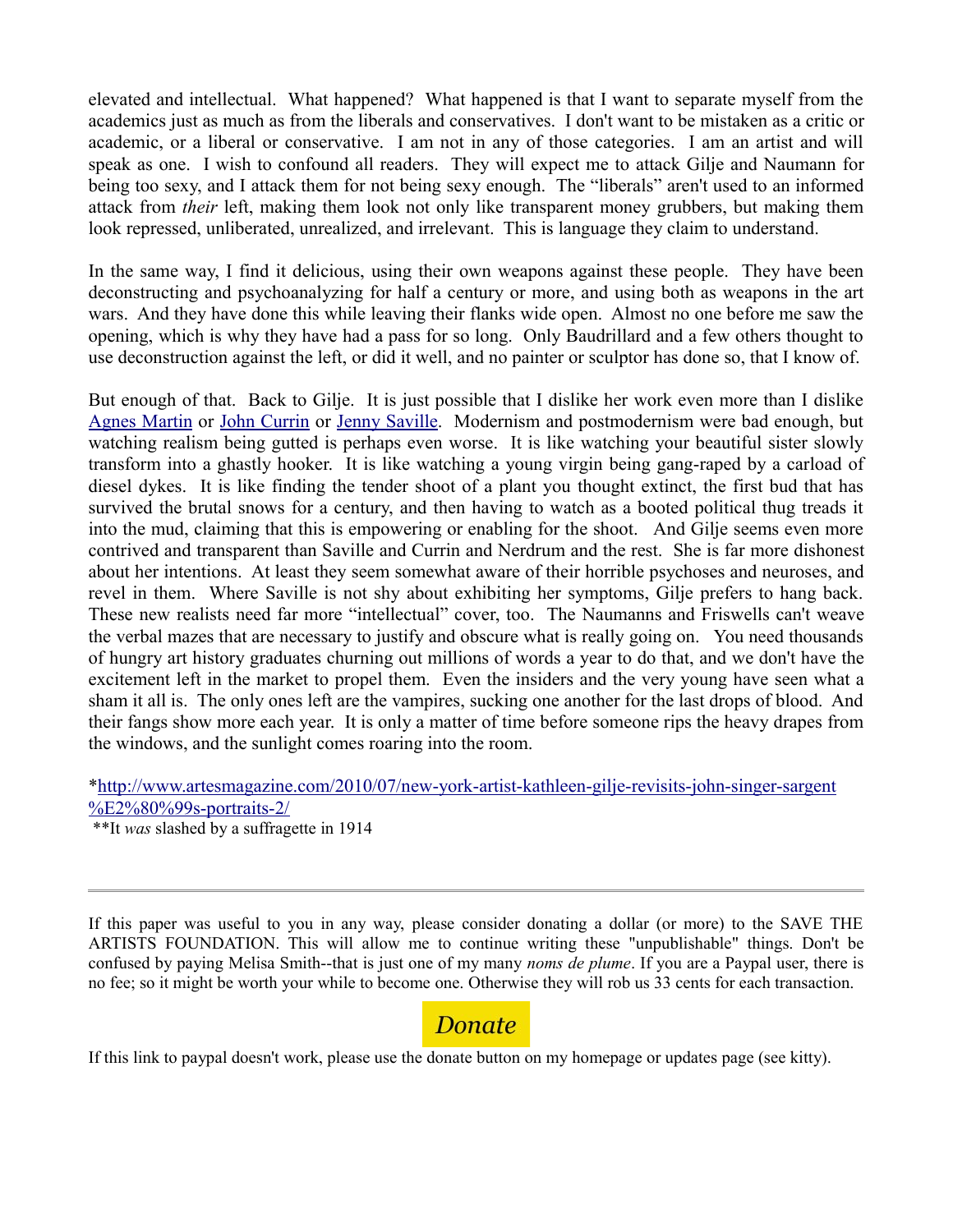elevated and intellectual. What happened? What happened is that I want to separate myself from the academics just as much as from the liberals and conservatives. I don't want to be mistaken as a critic or academic, or a liberal or conservative. I am not in any of those categories. I am an artist and will speak as one. I wish to confound all readers. They will expect me to attack Gilje and Naumann for being too sexy, and I attack them for not being sexy enough. The "liberals" aren't used to an informed attack from *their* left, making them look not only like transparent money grubbers, but making them look repressed, unliberated, unrealized, and irrelevant. This is language they claim to understand.

In the same way, I find it delicious, using their own weapons against these people. They have been deconstructing and psychoanalyzing for half a century or more, and using both as weapons in the art wars. And they have done this while leaving their flanks wide open. Almost no one before me saw the opening, which is why they have had a pass for so long. Only Baudrillard and a few others thought to use deconstruction against the left, or did it well, and no painter or sculptor has done so, that I know of.

But enough of that. Back to Gilje. It is just possible that I dislike her work even more than I dislike [Agnes Martin] or [John Currin] or [Jenny Saville]. Modernism and postmodernism were bad enough, but watching realism being gutted is perhaps even worse. It is like watching your beautiful sister slowly transform into a ghastly hooker. It is like watching a young virgin being gang-raped by a carload of diesel dykes. It is like finding the tender shoot of a plant you thought extinct, the first bud that has survived the brutal snows for a century, and then having to watch as a booted political thug treads it into the mud, claiming that this is empowering or enabling for the shoot. And Gilje seems even more contrived and transparent than Saville and Currin and Nerdrum and the rest. She is far more dishonest about her intentions. At least they seem somewhat aware of their horrible psychoses and neuroses, and revel in them. Where Saville is not shy about exhibiting her symptoms, Gilje prefers to hang back. These new realists need far more "intellectual" cover, too. The Naumanns and Friswells can't weave the verbal mazes that are necessary to justify and obscure what is really going on. You need thousands of hungry art history graduates churning out millions of words a year to do that, and we don't have the excitement left in the market to propel them. Even the insiders and the very young have seen what a sham it all is. The only ones left are the vampires, sucking one another for the last drops of blood. And their fangs show more each year. It is only a matter of time before someone rips the heavy drapes from the windows, and the sunlight comes roaring into the room.

*http://www.artesmagazine.com/2010/07/new-york-artist-kathleen-gilje-revisits-john-singer-sargent%E2%80%99s-portraits-2/

**It *was* slashed by a suffragette in 1914

---

If this paper was useful to you in any way, please consider donating a dollar (or more) to the SAVE THE ARTISTS FOUNDATION. This will allow me to continue writing these "unpublishable" things. Don't be confused by paying Melisa Smith--that is just one of my many *noms de plume*. If you are a Paypal user, there is no fee; so it might be worth your while to become one. Otherwise they will rob us 33 cents for each transaction.

*Donate*

If this link to paypal doesn't work, please use the donate button on my homepage or updates page (see kitty).